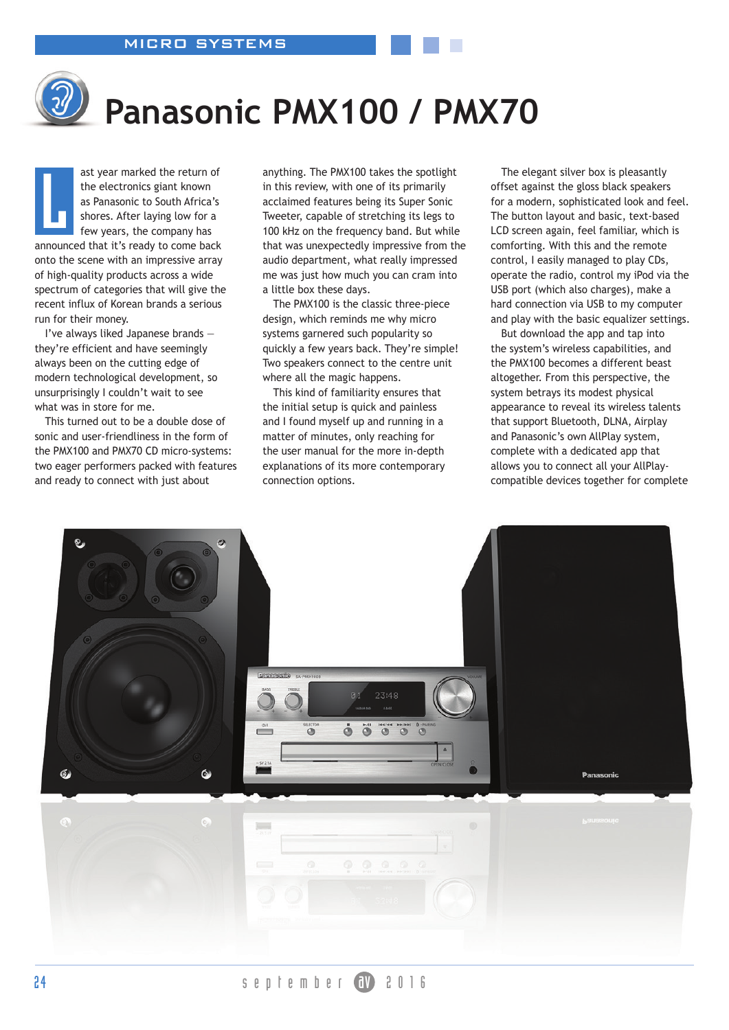# Panasonic PMX100 / PMX70

Last year marked the return of the electronics giant known as Panasonic to South Africa's shores. After laying low for a few years, the company has announced that it's ready to come back onto the scene with an impressive array of high-quality products across a wide spectrum of categories that will give the recent influx of Korean brands a serious run for their money.

I've always liked Japanese brands – they're efficient and have seemingly always been on the cutting edge of modern technological development, so unsurprisingly I couldn't wait to see what was in store for me.

This turned out to be a double dose of sonic and user-friendliness in the form of the PMX100 and PMX70 CD micro-systems: two eager performers packed with features and ready to connect with just about anything. The PMX100 takes the spotlight in this review, with one of its primarily acclaimed features being its Super Sonic Tweeter, capable of stretching its legs to 100 kHz on the frequency band. But while that was unexpectedly impressive from the audio department, what really impressed me was just how much you can cram into a little box these days.

The PMX100 is the classic three-piece design, which reminds me why micro systems garnered such popularity so quickly a few years back. They're simple! Two speakers connect to the centre unit where all the magic happens.

This kind of familiarity ensures that the initial setup is quick and painless and I found myself up and running in a matter of minutes, only reaching for the user manual for the more in-depth explanations of its more contemporary connection options.

The elegant silver box is pleasantly offset against the gloss black speakers for a modern, sophisticated look and feel. The button layout and basic, text-based LCD screen again, feel familiar, which is comforting. With this and the remote control, I easily managed to play CDs, operate the radio, control my iPod via the USB port (which also charges), make a hard connection via USB to my computer and play with the basic equalizer settings.

But download the app and tap into the system's wireless capabilities, and the PMX100 becomes a different beast altogether. From this perspective, the system betrays its modest physical appearance to reveal its wireless talents that support Bluetooth, DLNA, Airplay and Panasonic's own AllPlay system, complete with a dedicated app that allows you to connect all your AllPlay-compatible devices together for complete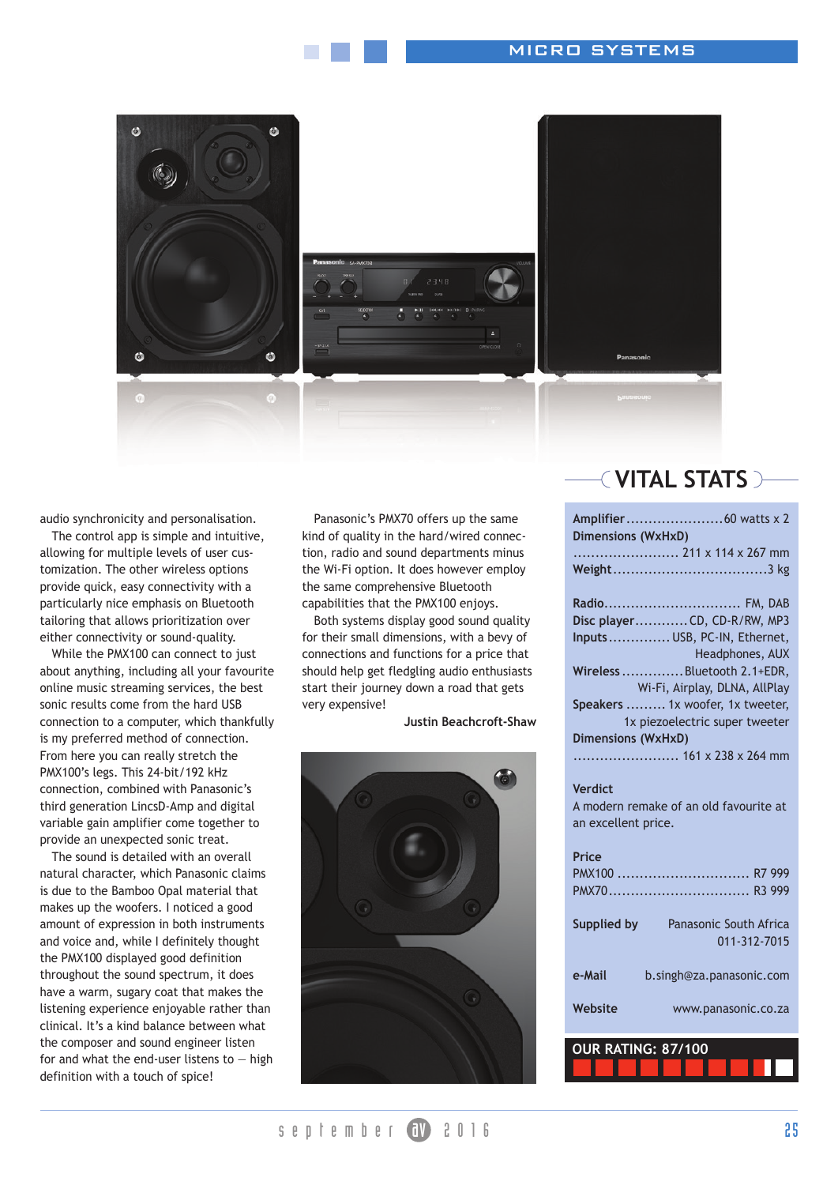audio synchronicity and personalisation.

The control app is simple and intuitive, allowing for multiple levels of user customization. The other wireless options provide quick, easy connectivity with a particularly nice emphasis on Bluetooth tailoring that allows prioritization over either connectivity or sound-quality.

While the PMX100 can connect to just about anything, including all your favourite online music streaming services, the best sonic results come from the hard USB connection to a computer, which thankfully is my preferred method of connection. From here you can really stretch the PMX100's legs. This 24-bit/192 kHz connection, combined with Panasonic's third generation LincsD-Amp and digital variable gain amplifier come together to provide an unexpected sonic treat.

The sound is detailed with an overall natural character, which Panasonic claims is due to the Bamboo Opal material that makes up the woofers. I noticed a good amount of expression in both instruments and voice and, while I definitely thought the PMX100 displayed good definition throughout the sound spectrum, it does have a warm, sugary coat that makes the listening experience enjoyable rather than clinical. It's a kind balance between what the composer and sound engineer listen for and what the end-user listens to – high definition with a touch of spice!

Panasonic's PMX70 offers up the same kind of quality in the hard/wired connection, radio and sound departments minus the Wi-Fi option. It does however employ the same comprehensive Bluetooth capabilities that the PMX100 enjoys.

Both systems display good sound quality for their small dimensions, with a bevy of connections and functions for a price that should help get fledgling audio enthusiasts start their journey down a road that gets very expensive!

**Justin Beachcroft-Shaw**

## VITAL STATS

**Amplifier** .................... 60 watts x 2
**Dimensions (WxHxD)** .................... 211 x 114 x 267 mm
**Weight** .................... 3 kg

**Radio** .................... FM, DAB
**Disc player** .................... CD, CD-R/RW, MP3
**Inputs** .................... USB, PC-IN, Ethernet, Headphones, AUX
**Wireless** .................... Bluetooth 2.1+EDR, Wi-Fi, Airplay, DLNA, AllPlay
**Speakers** .................... 1x woofer, 1x tweeter, 1x piezoelectric super tweeter
**Dimensions (WxHxD)** .................... 161 x 238 x 264 mm

**Verdict**
A modern remake of an old favourite at an excellent price.

**Price**
PMX100 .................... R7 999
PMX70 .................... R3 999

**Supplied by** Panasonic South Africa 011-312-7015

**e-Mail** b.singh@za.panasonic.com

**Website** www.panasonic.co.za

**OUR RATING: 87/100**